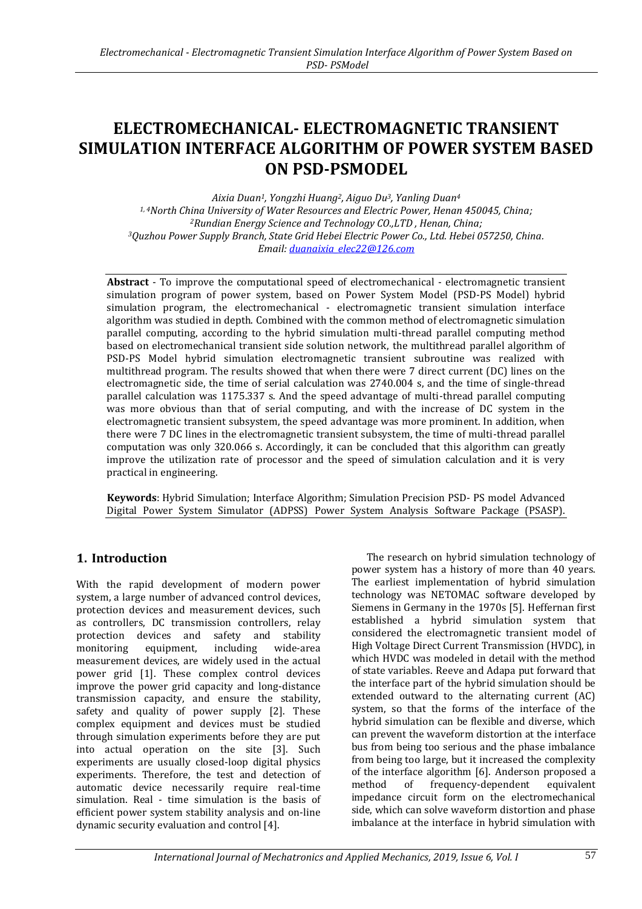# ELECTROMECHANICAL- ELECTROMAGNETIC TRANSIENT SIMULATION INTERFACE ALGORITHM OF POWER SYSTEM BASED ON PSD-PSMODEL

*Aixia Duan[1], Yongzhi Huang[2], Aiguo Du[3], Yanling Duan[4]*

*[1, 4]North China University of Water Resources and Electric Power, Henan 450045, China;*

*[2]Rundian Energy Science and Technology CO.,LTD , Henan, China;*

*[3]Quzhou Power Supply Branch, State Grid Hebei Electric Power Co., Ltd. Hebei 057250, China.*

*Email: duanaixia_elec22@126.com*

**Abstract** - To improve the computational speed of electromechanical - electromagnetic transient simulation program of power system, based on Power System Model (PSD-PS Model) hybrid simulation program, the electromechanical - electromagnetic transient simulation interface algorithm was studied in depth. Combined with the common method of electromagnetic simulation parallel computing, according to the hybrid simulation multi-thread parallel computing method based on electromechanical transient side solution network, the multithread parallel algorithm of PSD-PS Model hybrid simulation electromagnetic transient subroutine was realized with multithread program. The results showed that when there were 7 direct current (DC) lines on the electromagnetic side, the time of serial calculation was 2740.004 s, and the time of single-thread parallel calculation was 1175.337 s. And the speed advantage of multi-thread parallel computing was more obvious than that of serial computing, and with the increase of DC system in the electromagnetic transient subsystem, the speed advantage was more prominent. In addition, when there were 7 DC lines in the electromagnetic transient subsystem, the time of multi-thread parallel computation was only 320.066 s. Accordingly, it can be concluded that this algorithm can greatly improve the utilization rate of processor and the speed of simulation calculation and it is very practical in engineering.

**Keywords**: Hybrid Simulation; Interface Algorithm; Simulation Precision PSD- PS model Advanced Digital Power System Simulator (ADPSS) Power System Analysis Software Package (PSASP).

## 1. Introduction

With the rapid development of modern power system, a large number of advanced control devices, protection devices and measurement devices, such as controllers, DC transmission controllers, relay protection devices and safety and stability monitoring equipment, including wide-area measurement devices, are widely used in the actual power grid [1]. These complex control devices improve the power grid capacity and long-distance transmission capacity, and ensure the stability, safety and quality of power supply [2]. These complex equipment and devices must be studied through simulation experiments before they are put into actual operation on the site [3]. Such experiments are usually closed-loop digital physics experiments. Therefore, the test and detection of automatic device necessarily require real-time simulation. Real - time simulation is the basis of efficient power system stability analysis and on-line dynamic security evaluation and control [4].

The research on hybrid simulation technology of power system has a history of more than 40 years. The earliest implementation of hybrid simulation technology was NETOMAC software developed by Siemens in Germany in the 1970s [5]. Heffernan first established a hybrid simulation system that considered the electromagnetic transient model of High Voltage Direct Current Transmission (HVDC), in which HVDC was modeled in detail with the method of state variables. Reeve and Adapa put forward that the interface part of the hybrid simulation should be extended outward to the alternating current (AC) system, so that the forms of the interface of the hybrid simulation can be flexible and diverse, which can prevent the waveform distortion at the interface bus from being too serious and the phase imbalance from being too large, but it increased the complexity of the interface algorithm [6]. Anderson proposed a method of frequency-dependent equivalent impedance circuit form on the electromechanical side, which can solve waveform distortion and phase imbalance at the interface in hybrid simulation with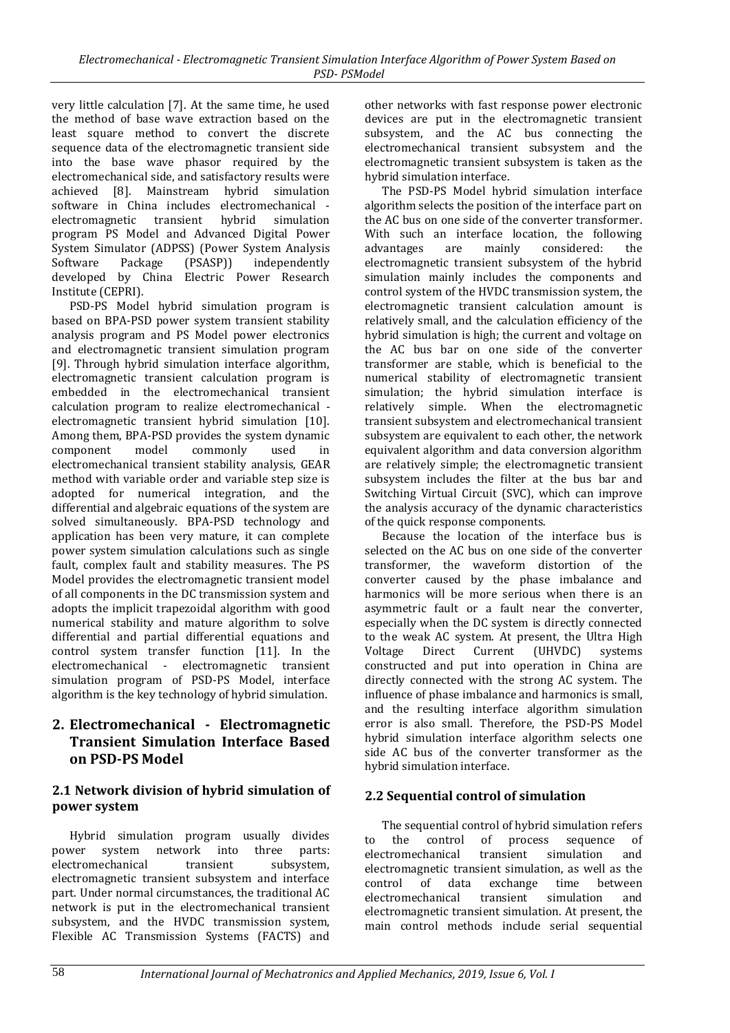very little calculation [7]. At the same time, he used the method of base wave extraction based on the least square method to convert the discrete sequence data of the electromagnetic transient side into the base wave phasor required by the electromechanical side, and satisfactory results were achieved [8]. Mainstream hybrid simulation software in China includes electromechanical - electromagnetic transient hybrid simulation program PS Model and Advanced Digital Power System Simulator (ADPSS) (Power System Analysis Software Package (PSASP)) independently developed by China Electric Power Research Institute (CEPRI).

PSD-PS Model hybrid simulation program is based on BPA-PSD power system transient stability analysis program and PS Model power electronics and electromagnetic transient simulation program [9]. Through hybrid simulation interface algorithm, electromagnetic transient calculation program is embedded in the electromechanical transient calculation program to realize electromechanical - electromagnetic transient hybrid simulation [10]. Among them, BPA-PSD provides the system dynamic component model commonly used in electromechanical transient stability analysis, GEAR method with variable order and variable step size is adopted for numerical integration, and the differential and algebraic equations of the system are solved simultaneously. BPA-PSD technology and application has been very mature, it can complete power system simulation calculations such as single fault, complex fault and stability measures. The PS Model provides the electromagnetic transient model of all components in the DC transmission system and adopts the implicit trapezoidal algorithm with good numerical stability and mature algorithm to solve differential and partial differential equations and control system transfer function [11]. In the electromechanical - electromagnetic transient simulation program of PSD-PS Model, interface algorithm is the key technology of hybrid simulation.

## 2. Electromechanical - Electromagnetic Transient Simulation Interface Based on PSD-PS Model

### 2.1 Network division of hybrid simulation of power system

Hybrid simulation program usually divides power system network into three parts: electromechanical transient subsystem, electromagnetic transient subsystem and interface part. Under normal circumstances, the traditional AC network is put in the electromechanical transient subsystem, and the HVDC transmission system, Flexible AC Transmission Systems (FACTS) and other networks with fast response power electronic devices are put in the electromagnetic transient subsystem, and the AC bus connecting the electromechanical transient subsystem and the electromagnetic transient subsystem is taken as the hybrid simulation interface.

The PSD-PS Model hybrid simulation interface algorithm selects the position of the interface part on the AC bus on one side of the converter transformer. With such an interface location, the following advantages are mainly considered: the electromagnetic transient subsystem of the hybrid simulation mainly includes the components and control system of the HVDC transmission system, the electromagnetic transient calculation amount is relatively small, and the calculation efficiency of the hybrid simulation is high; the current and voltage on the AC bus bar on one side of the converter transformer are stable, which is beneficial to the numerical stability of electromagnetic transient simulation; the hybrid simulation interface is relatively simple. When the electromagnetic transient subsystem and electromechanical transient subsystem are equivalent to each other, the network equivalent algorithm and data conversion algorithm are relatively simple; the electromagnetic transient subsystem includes the filter at the bus bar and Switching Virtual Circuit (SVC), which can improve the analysis accuracy of the dynamic characteristics of the quick response components.

Because the location of the interface bus is selected on the AC bus on one side of the converter transformer, the waveform distortion of the converter caused by the phase imbalance and harmonics will be more serious when there is an asymmetric fault or a fault near the converter, especially when the DC system is directly connected to the weak AC system. At present, the Ultra High Voltage Direct Current (UHVDC) systems constructed and put into operation in China are directly connected with the strong AC system. The influence of phase imbalance and harmonics is small, and the resulting interface algorithm simulation error is also small. Therefore, the PSD-PS Model hybrid simulation interface algorithm selects one side AC bus of the converter transformer as the hybrid simulation interface.

### 2.2 Sequential control of simulation

The sequential control of hybrid simulation refers to the control of process sequence of electromechanical transient simulation and electromagnetic transient simulation, as well as the control of data exchange time between electromechanical transient simulation and electromagnetic transient simulation. At present, the main control methods include serial sequential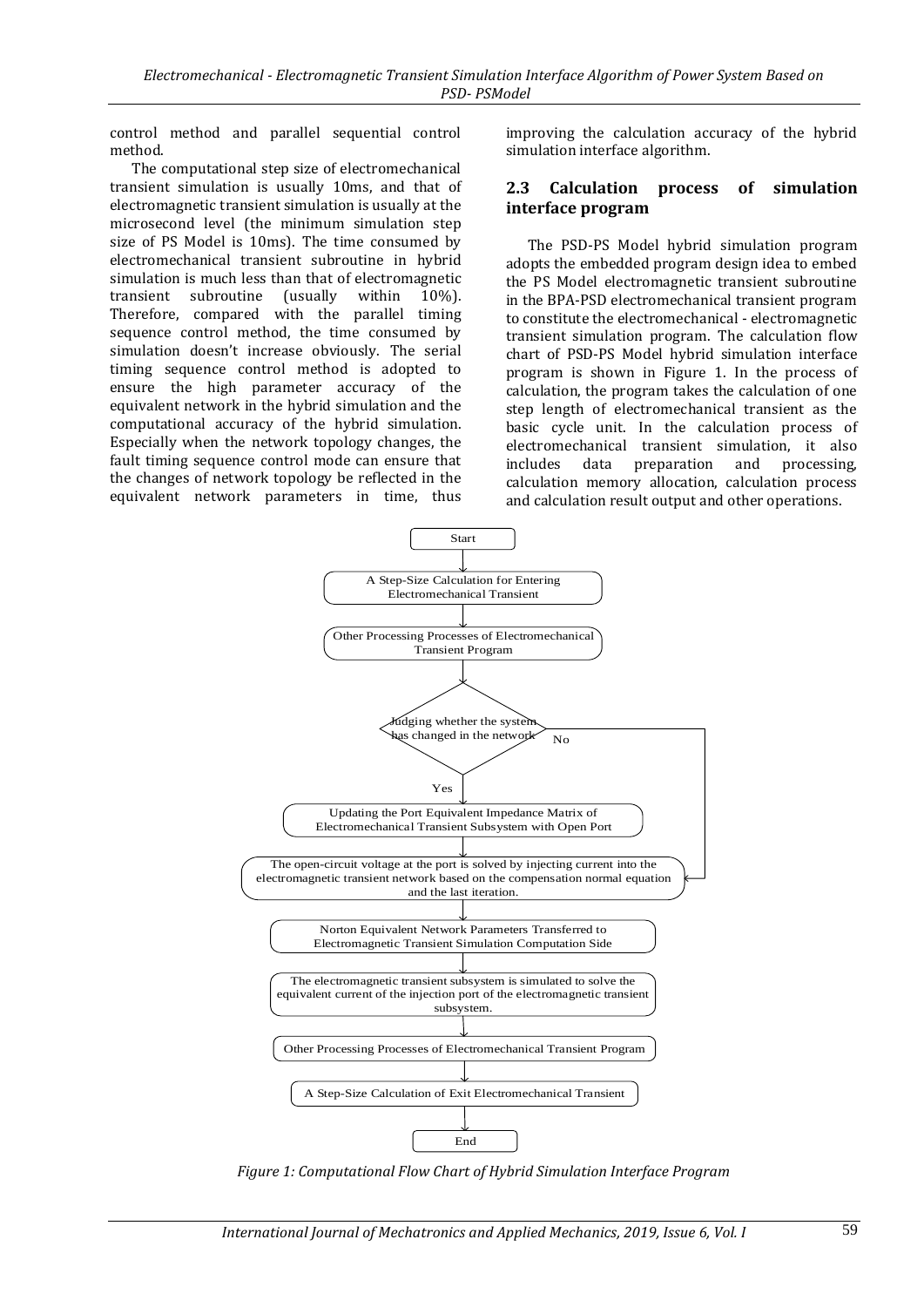control method and parallel sequential control method.

The computational step size of electromechanical transient simulation is usually 10ms, and that of electromagnetic transient simulation is usually at the microsecond level (the minimum simulation step size of PS Model is 10ms). The time consumed by electromechanical transient subroutine in hybrid simulation is much less than that of electromagnetic transient subroutine (usually within 10%). Therefore, compared with the parallel timing sequence control method, the time consumed by simulation doesn't increase obviously. The serial timing sequence control method is adopted to ensure the high parameter accuracy of the equivalent network in the hybrid simulation and the computational accuracy of the hybrid simulation. Especially when the network topology changes, the fault timing sequence control mode can ensure that the changes of network topology be reflected in the equivalent network parameters in time, thus improving the calculation accuracy of the hybrid simulation interface algorithm.

## 2.3 Calculation process of simulation interface program

The PSD-PS Model hybrid simulation program adopts the embedded program design idea to embed the PS Model electromagnetic transient subroutine in the BPA-PSD electromechanical transient program to constitute the electromechanical - electromagnetic transient simulation program. The calculation flow chart of PSD-PS Model hybrid simulation interface program is shown in Figure 1. In the process of calculation, the program takes the calculation of one step length of electromechanical transient as the basic cycle unit. In the calculation process of electromechanical transient simulation, it also includes data preparation and processing, calculation memory allocation, calculation process and calculation result output and other operations.

Start

A Step-Size Calculation for Entering Electromechanical Transient

Other Processing Processes of Electromechanical Transient Program

Judging whether the system has changed in the network

No

Yes

Updating the Port Equivalent Impedance Matrix of Electromechanical Transient Subsystem with Open Port

The open-circuit voltage at the port is solved by injecting current into the electromagnetic transient network based on the compensation normal equation and the last iteration.

Norton Equivalent Network Parameters Transferred to Electromagnetic Transient Simulation Computation Side

The electromagnetic transient subsystem is simulated to solve the equivalent current of the injection port of the electromagnetic transient subsystem.

Other Processing Processes of Electromechanical Transient Program

A Step-Size Calculation of Exit Electromechanical Transient

End

*Figure 1: Computational Flow Chart of Hybrid Simulation Interface Program*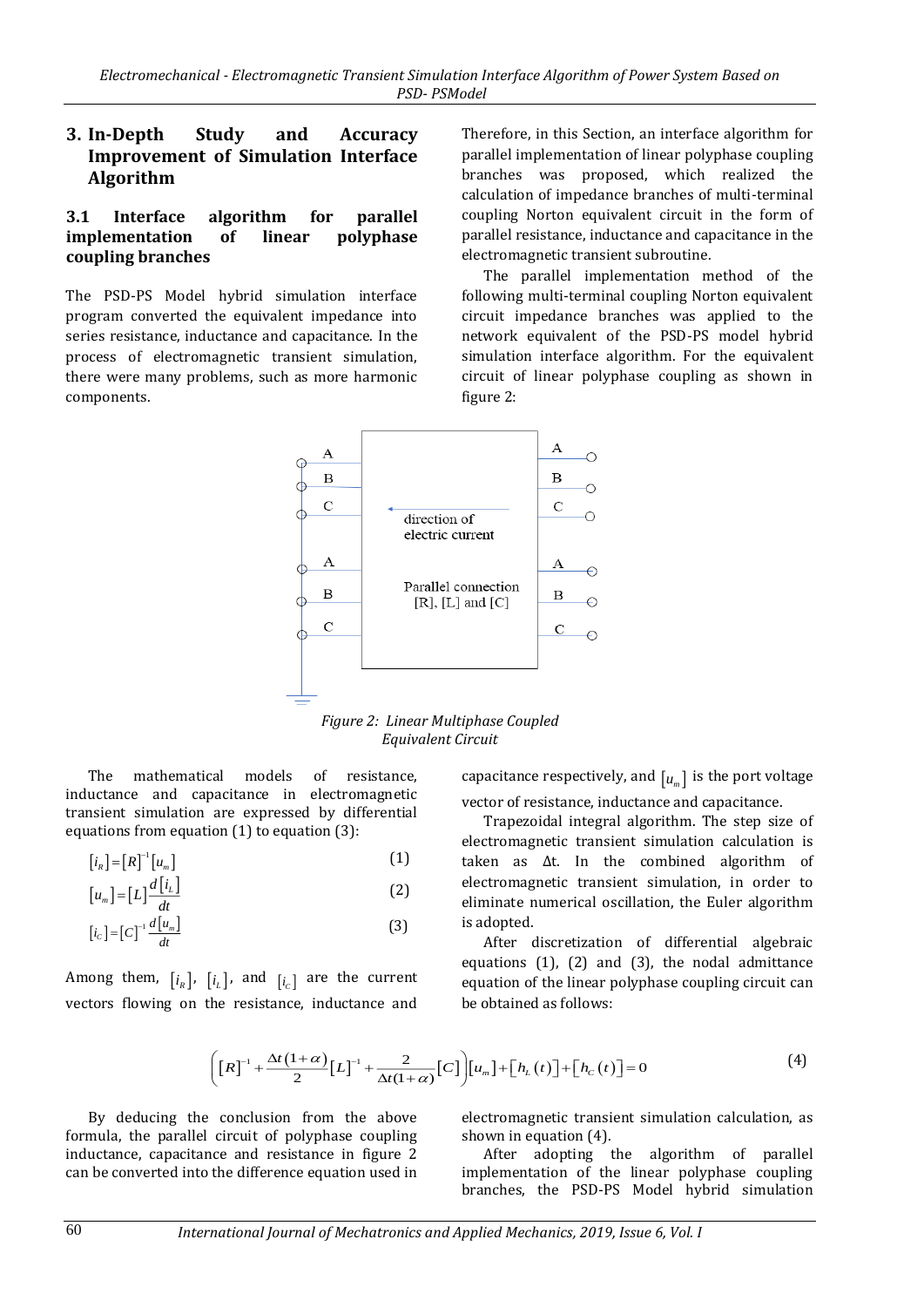## 3. In-Depth Study and Accuracy Improvement of Simulation Interface Algorithm

### 3.1 Interface algorithm for parallel implementation of linear polyphase coupling branches

The PSD-PS Model hybrid simulation interface program converted the equivalent impedance into series resistance, inductance and capacitance. In the process of electromagnetic transient simulation, there were many problems, such as more harmonic components.

Therefore, in this Section, an interface algorithm for parallel implementation of linear polyphase coupling branches was proposed, which realized the calculation of impedance branches of multi-terminal coupling Norton equivalent circuit in the form of parallel resistance, inductance and capacitance in the electromagnetic transient subroutine.

The parallel implementation method of the following multi-terminal coupling Norton equivalent circuit impedance branches was applied to the network equivalent of the PSD-PS model hybrid simulation interface algorithm. For the equivalent circuit of linear polyphase coupling as shown in figure 2:

A B C A B C — direction of electric current — Parallel connection [R], [L] and [C] — A B C A B C

*Figure 2: Linear Multiphase Coupled Equivalent Circuit*

The mathematical models of resistance, inductance and capacitance in electromagnetic transient simulation are expressed by differential equations from equation (1) to equation (3):

$$[i_R]=[R]^{-1}[u_m] \tag{1}$$

$$[u_m]=[L]\frac{d[i_L]}{dt} \tag{2}$$

$$[i_C]=[C]^{-1}\frac{d[u_m]}{dt} \tag{3}$$

Among them, $[i_R]$, $[i_L]$, and $[i_C]$ are the current vectors flowing on the resistance, inductance and capacitance respectively, and $[u_m]$ is the port voltage vector of resistance, inductance and capacitance.

Trapezoidal integral algorithm. The step size of electromagnetic transient simulation calculation is taken as Δt. In the combined algorithm of electromagnetic transient simulation, in order to eliminate numerical oscillation, the Euler algorithm is adopted.

After discretization of differential algebraic equations (1), (2) and (3), the nodal admittance equation of the linear polyphase coupling circuit can be obtained as follows:

$$\left([R]^{-1}+\frac{\Delta t(1+\alpha)}{2}[L]^{-1}+\frac{2}{\Delta t(1+\alpha)}[C]\right)[u_m]+[h_L(t)]+[h_C(t)]=0 \tag{4}$$

By deducing the conclusion from the above formula, the parallel circuit of polyphase coupling inductance, capacitance and resistance in figure 2 can be converted into the difference equation used in electromagnetic transient simulation calculation, as shown in equation (4).

After adopting the algorithm of parallel implementation of the linear polyphase coupling branches, the PSD-PS Model hybrid simulation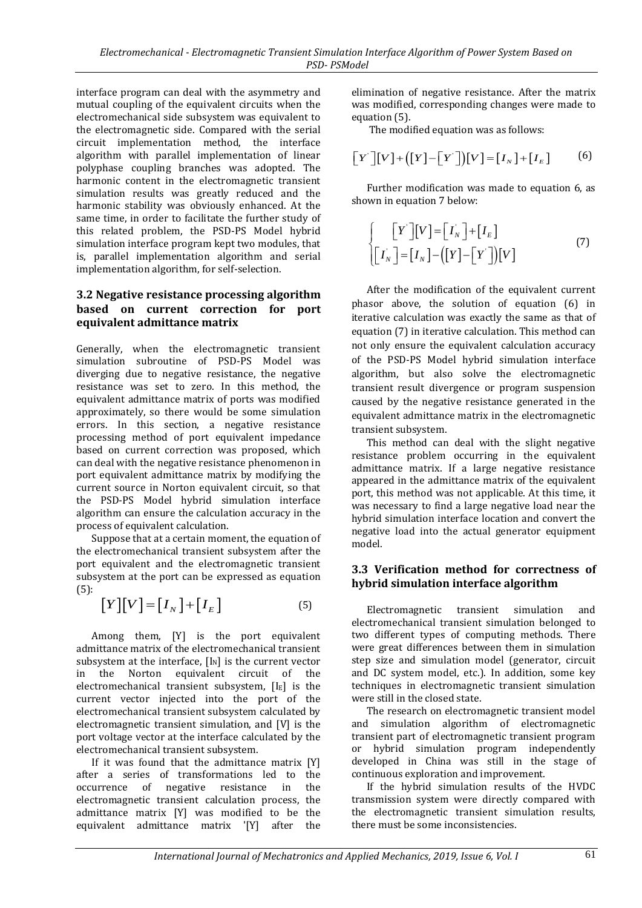interface program can deal with the asymmetry and mutual coupling of the equivalent circuits when the electromechanical side subsystem was equivalent to the electromagnetic side. Compared with the serial circuit implementation method, the interface algorithm with parallel implementation of linear polyphase coupling branches was adopted. The harmonic content in the electromagnetic transient simulation results was greatly reduced and the harmonic stability was obviously enhanced. At the same time, in order to facilitate the further study of this related problem, the PSD-PS Model hybrid simulation interface program kept two modules, that is, parallel implementation algorithm and serial implementation algorithm, for self-selection.

### 3.2 Negative resistance processing algorithm based on current correction for port equivalent admittance matrix

Generally, when the electromagnetic transient simulation subroutine of PSD-PS Model was diverging due to negative resistance, the negative resistance was set to zero. In this method, the equivalent admittance matrix of ports was modified approximately, so there would be some simulation errors. In this section, a negative resistance processing method of port equivalent impedance based on current correction was proposed, which can deal with the negative resistance phenomenon in port equivalent admittance matrix by modifying the current source in Norton equivalent circuit, so that the PSD-PS Model hybrid simulation interface algorithm can ensure the calculation accuracy in the process of equivalent calculation.

Suppose that at a certain moment, the equation of the electromechanical transient subsystem after the port equivalent and the electromagnetic transient subsystem at the port can be expressed as equation (5):

$$[Y][V]=[I_N]+[I_E] \tag{5}$$

Among them, [Y] is the port equivalent admittance matrix of the electromechanical transient subsystem at the interface, $[I_N]$ is the current vector in the Norton equivalent circuit of the electromechanical transient subsystem, $[I_E]$ is the current vector injected into the port of the electromechanical transient subsystem calculated by electromagnetic transient simulation, and [V] is the port voltage vector at the interface calculated by the electromechanical transient subsystem.

If it was found that the admittance matrix [Y] after a series of transformations led to the occurrence of negative resistance in the electromagnetic transient calculation process, the admittance matrix [Y] was modified to be the equivalent admittance matrix '[Y] after the elimination of negative resistance. After the matrix was modified, corresponding changes were made to equation (5).

The modified equation was as follows:

$$[Y'][V]+([Y]-[Y'])[V]=[I_N]+[I_E] \tag{6}$$

Further modification was made to equation 6, as shown in equation 7 below:

$$\begin{cases} [Y'][V]=[I_N']+[I_E] \\ [I_N']=[I_N]-([Y]-[Y'])[V] \end{cases} \tag{7}$$

After the modification of the equivalent current phasor above, the solution of equation (6) in iterative calculation was exactly the same as that of equation (7) in iterative calculation. This method can not only ensure the equivalent calculation accuracy of the PSD-PS Model hybrid simulation interface algorithm, but also solve the electromagnetic transient result divergence or program suspension caused by the negative resistance generated in the equivalent admittance matrix in the electromagnetic transient subsystem.

This method can deal with the slight negative resistance problem occurring in the equivalent admittance matrix. If a large negative resistance appeared in the admittance matrix of the equivalent port, this method was not applicable. At this time, it was necessary to find a large negative load near the hybrid simulation interface location and convert the negative load into the actual generator equipment model.

### 3.3 Verification method for correctness of hybrid simulation interface algorithm

Electromagnetic transient simulation and electromechanical transient simulation belonged to two different types of computing methods. There were great differences between them in simulation step size and simulation model (generator, circuit and DC system model, etc.). In addition, some key techniques in electromagnetic transient simulation were still in the closed state.

The research on electromagnetic transient model and simulation algorithm of electromagnetic transient part of electromagnetic transient program or hybrid simulation program independently developed in China was still in the stage of continuous exploration and improvement.

If the hybrid simulation results of the HVDC transmission system were directly compared with the electromagnetic transient simulation results, there must be some inconsistencies.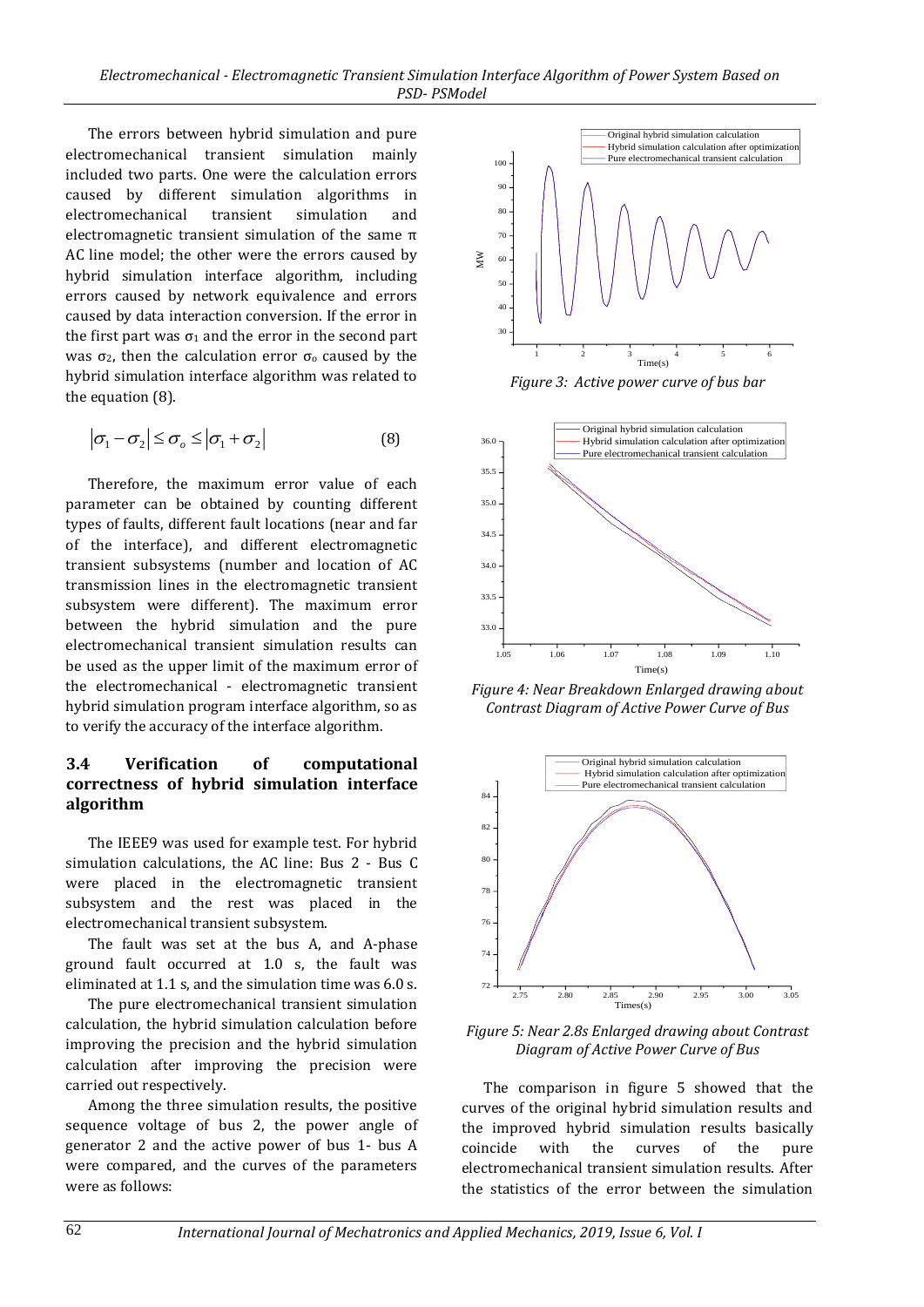The errors between hybrid simulation and pure electromechanical transient simulation mainly included two parts. One were the calculation errors caused by different simulation algorithms in electromechanical transient simulation and electromagnetic transient simulation of the same π AC line model; the other were the errors caused by hybrid simulation interface algorithm, including errors caused by network equivalence and errors caused by data interaction conversion. If the error in the first part was $\sigma_1$ and the error in the second part was $\sigma_2$, then the calculation error $\sigma_o$ caused by the hybrid simulation interface algorithm was related to the equation (8).

$$\left|\sigma_1 - \sigma_2\right| \leq \sigma_o \leq \left|\sigma_1 + \sigma_2\right| \tag{8}$$

Therefore, the maximum error value of each parameter can be obtained by counting different types of faults, different fault locations (near and far of the interface), and different electromagnetic transient subsystems (number and location of AC transmission lines in the electromagnetic transient subsystem were different). The maximum error between the hybrid simulation and the pure electromechanical transient simulation results can be used as the upper limit of the maximum error of the electromechanical - electromagnetic transient hybrid simulation program interface algorithm, so as to verify the accuracy of the interface algorithm.

### 3.4 Verification of computational correctness of hybrid simulation interface algorithm

The IEEE9 was used for example test. For hybrid simulation calculations, the AC line: Bus 2 - Bus C were placed in the electromagnetic transient subsystem and the rest was placed in the electromechanical transient subsystem.

The fault was set at the bus A, and A-phase ground fault occurred at 1.0 s, the fault was eliminated at 1.1 s, and the simulation time was 6.0 s.

The pure electromechanical transient simulation calculation, the hybrid simulation calculation before improving the precision and the hybrid simulation calculation after improving the precision were carried out respectively.

Among the three simulation results, the positive sequence voltage of bus 2, the power angle of generator 2 and the active power of bus 1- bus A were compared, and the curves of the parameters were as follows:

*Figure 3: Active power curve of bus bar*

*Figure 4: Near Breakdown Enlarged drawing about Contrast Diagram of Active Power Curve of Bus*

*Figure 5: Near 2.8s Enlarged drawing about Contrast Diagram of Active Power Curve of Bus*

The comparison in figure 5 showed that the curves of the original hybrid simulation results and the improved hybrid simulation results basically coincide with the curves of the pure electromechanical transient simulation results. After the statistics of the error between the simulation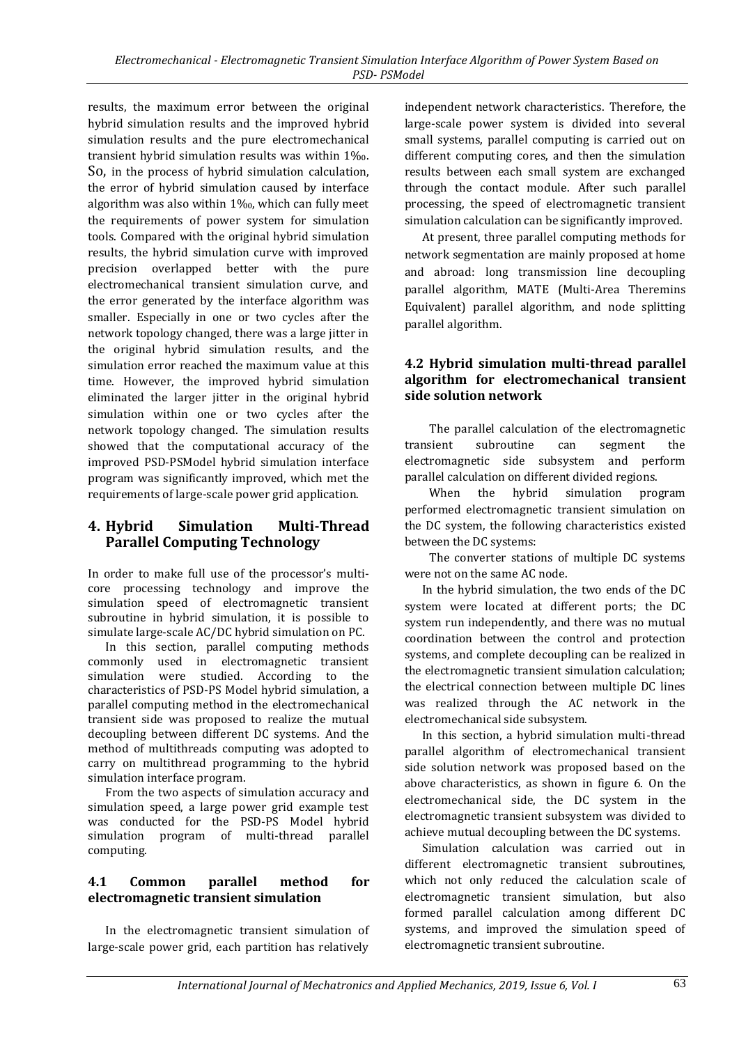results, the maximum error between the original hybrid simulation results and the improved hybrid simulation results and the pure electromechanical transient hybrid simulation results was within 1‰. So, in the process of hybrid simulation calculation, the error of hybrid simulation caused by interface algorithm was also within 1‰, which can fully meet the requirements of power system for simulation tools. Compared with the original hybrid simulation results, the hybrid simulation curve with improved precision overlapped better with the pure electromechanical transient simulation curve, and the error generated by the interface algorithm was smaller. Especially in one or two cycles after the network topology changed, there was a large jitter in the original hybrid simulation results, and the simulation error reached the maximum value at this time. However, the improved hybrid simulation eliminated the larger jitter in the original hybrid simulation within one or two cycles after the network topology changed. The simulation results showed that the computational accuracy of the improved PSD-PSModel hybrid simulation interface program was significantly improved, which met the requirements of large-scale power grid application.

## 4. Hybrid Simulation Multi-Thread Parallel Computing Technology

In order to make full use of the processor's multi-core processing technology and improve the simulation speed of electromagnetic transient subroutine in hybrid simulation, it is possible to simulate large-scale AC/DC hybrid simulation on PC.

In this section, parallel computing methods commonly used in electromagnetic transient simulation were studied. According to the characteristics of PSD-PS Model hybrid simulation, a parallel computing method in the electromechanical transient side was proposed to realize the mutual decoupling between different DC systems. And the method of multithreads computing was adopted to carry on multithread programming to the hybrid simulation interface program.

From the two aspects of simulation accuracy and simulation speed, a large power grid example test was conducted for the PSD-PS Model hybrid simulation program of multi-thread parallel computing.

### 4.1 Common parallel method for electromagnetic transient simulation

In the electromagnetic transient simulation of large-scale power grid, each partition has relatively independent network characteristics. Therefore, the large-scale power system is divided into several small systems, parallel computing is carried out on different computing cores, and then the simulation results between each small system are exchanged through the contact module. After such parallel processing, the speed of electromagnetic transient simulation calculation can be significantly improved.

At present, three parallel computing methods for network segmentation are mainly proposed at home and abroad: long transmission line decoupling parallel algorithm, MATE (Multi-Area Theremins Equivalent) parallel algorithm, and node splitting parallel algorithm.

### 4.2 Hybrid simulation multi-thread parallel algorithm for electromechanical transient side solution network

The parallel calculation of the electromagnetic transient subroutine can segment the electromagnetic side subsystem and perform parallel calculation on different divided regions.

When the hybrid simulation program performed electromagnetic transient simulation on the DC system, the following characteristics existed between the DC systems:

The converter stations of multiple DC systems were not on the same AC node.

In the hybrid simulation, the two ends of the DC system were located at different ports; the DC system run independently, and there was no mutual coordination between the control and protection systems, and complete decoupling can be realized in the electromagnetic transient simulation calculation; the electrical connection between multiple DC lines was realized through the AC network in the electromechanical side subsystem.

In this section, a hybrid simulation multi-thread parallel algorithm of electromechanical transient side solution network was proposed based on the above characteristics, as shown in figure 6. On the electromechanical side, the DC system in the electromagnetic transient subsystem was divided to achieve mutual decoupling between the DC systems.

Simulation calculation was carried out in different electromagnetic transient subroutines, which not only reduced the calculation scale of electromagnetic transient simulation, but also formed parallel calculation among different DC systems, and improved the simulation speed of electromagnetic transient subroutine.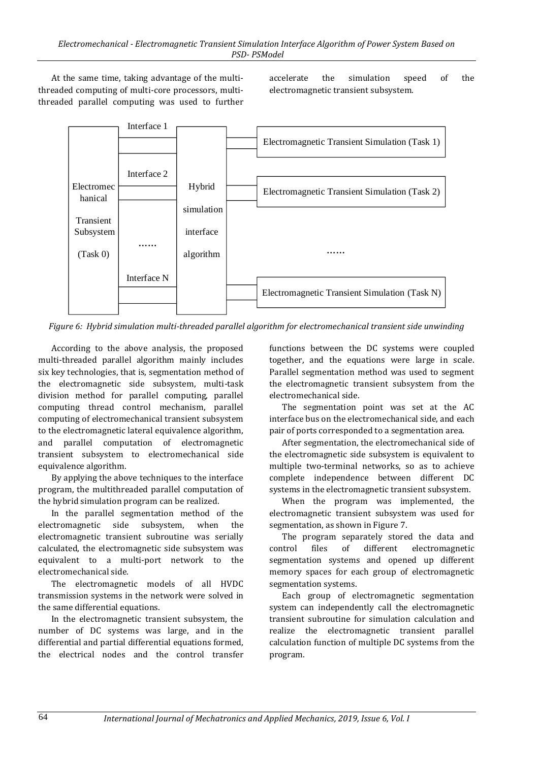At the same time, taking advantage of the multi-threaded computing of multi-core processors, multi-threaded parallel computing was used to further accelerate the simulation speed of the electromagnetic transient subsystem.

*Figure 6: Hybrid simulation multi-threaded parallel algorithm for electromechanical transient side unwinding*

According to the above analysis, the proposed multi-threaded parallel algorithm mainly includes six key technologies, that is, segmentation method of the electromagnetic side subsystem, multi-task division method for parallel computing, parallel computing thread control mechanism, parallel computing of electromechanical transient subsystem to the electromagnetic lateral equivalence algorithm, and parallel computation of electromagnetic transient subsystem to electromechanical side equivalence algorithm.

By applying the above techniques to the interface program, the multithreaded parallel computation of the hybrid simulation program can be realized.

In the parallel segmentation method of the electromagnetic side subsystem, when the electromagnetic transient subroutine was serially calculated, the electromagnetic side subsystem was equivalent to a multi-port network to the electromechanical side.

The electromagnetic models of all HVDC transmission systems in the network were solved in the same differential equations.

In the electromagnetic transient subsystem, the number of DC systems was large, and in the differential and partial differential equations formed, the electrical nodes and the control transfer functions between the DC systems were coupled together, and the equations were large in scale. Parallel segmentation method was used to segment the electromagnetic transient subsystem from the electromechanical side.

The segmentation point was set at the AC interface bus on the electromechanical side, and each pair of ports corresponded to a segmentation area.

After segmentation, the electromechanical side of the electromagnetic side subsystem is equivalent to multiple two-terminal networks, so as to achieve complete independence between different DC systems in the electromagnetic transient subsystem.

When the program was implemented, the electromagnetic transient subsystem was used for segmentation, as shown in Figure 7.

The program separately stored the data and control files of different electromagnetic segmentation systems and opened up different memory spaces for each group of electromagnetic segmentation systems.

Each group of electromagnetic segmentation system can independently call the electromagnetic transient subroutine for simulation calculation and realize the electromagnetic transient parallel calculation function of multiple DC systems from the program.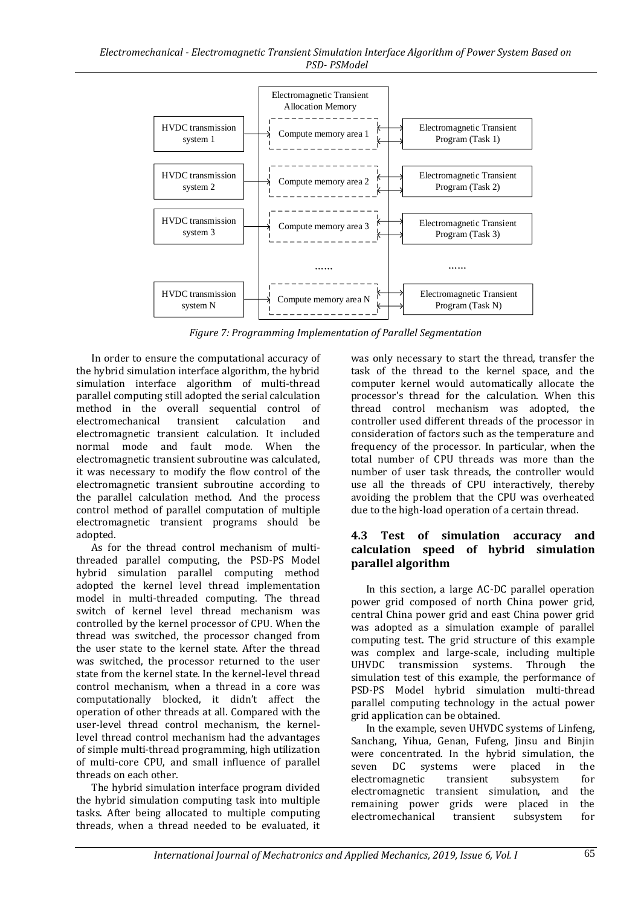Electromagnetic Transient Allocation Memory

| | | |
|---|---|---|
| HVDC transmission system 1 | Compute memory area 1 | Electromagnetic Transient Program (Task 1) |
| HVDC transmission system 2 | Compute memory area 2 | Electromagnetic Transient Program (Task 2) |
| HVDC transmission system 3 | Compute memory area 3 | Electromagnetic Transient Program (Task 3) |
| | …… | …… |
| HVDC transmission system N | Compute memory area N | Electromagnetic Transient Program (Task N) |

*Figure 7: Programming Implementation of Parallel Segmentation*

In order to ensure the computational accuracy of the hybrid simulation interface algorithm, the hybrid simulation interface algorithm of multi-thread parallel computing still adopted the serial calculation method in the overall sequential control of electromechanical transient calculation and electromagnetic transient calculation. It included normal mode and fault mode. When the electromagnetic transient subroutine was calculated, it was necessary to modify the flow control of the electromagnetic transient subroutine according to the parallel calculation method. And the process control method of parallel computation of multiple electromagnetic transient programs should be adopted.

As for the thread control mechanism of multi-threaded parallel computing, the PSD-PS Model hybrid simulation parallel computing method adopted the kernel level thread implementation model in multi-threaded computing. The thread switch of kernel level thread mechanism was controlled by the kernel processor of CPU. When the thread was switched, the processor changed from the user state to the kernel state. After the thread was switched, the processor returned to the user state from the kernel state. In the kernel-level thread control mechanism, when a thread in a core was computationally blocked, it didn't affect the operation of other threads at all. Compared with the user-level thread control mechanism, the kernel-level thread control mechanism had the advantages of simple multi-thread programming, high utilization of multi-core CPU, and small influence of parallel threads on each other.

The hybrid simulation interface program divided the hybrid simulation computing task into multiple tasks. After being allocated to multiple computing threads, when a thread needed to be evaluated, it was only necessary to start the thread, transfer the task of the thread to the kernel space, and the computer kernel would automatically allocate the processor's thread for the calculation. When this thread control mechanism was adopted, the controller used different threads of the processor in consideration of factors such as the temperature and frequency of the processor. In particular, when the total number of CPU threads was more than the number of user task threads, the controller would use all the threads of CPU interactively, thereby avoiding the problem that the CPU was overheated due to the high-load operation of a certain thread.

### 4.3 Test of simulation accuracy and calculation speed of hybrid simulation parallel algorithm

In this section, a large AC-DC parallel operation power grid composed of north China power grid, central China power grid and east China power grid was adopted as a simulation example of parallel computing test. The grid structure of this example was complex and large-scale, including multiple UHVDC transmission systems. Through the simulation test of this example, the performance of PSD-PS Model hybrid simulation multi-thread parallel computing technology in the actual power grid application can be obtained.

In the example, seven UHVDC systems of Linfeng, Sanchang, Yihua, Genan, Fufeng, Jinsu and Binjin were concentrated. In the hybrid simulation, the seven DC systems were placed in the electromagnetic transient subsystem for electromagnetic transient simulation, and the remaining power grids were placed in the electromechanical transient subsystem for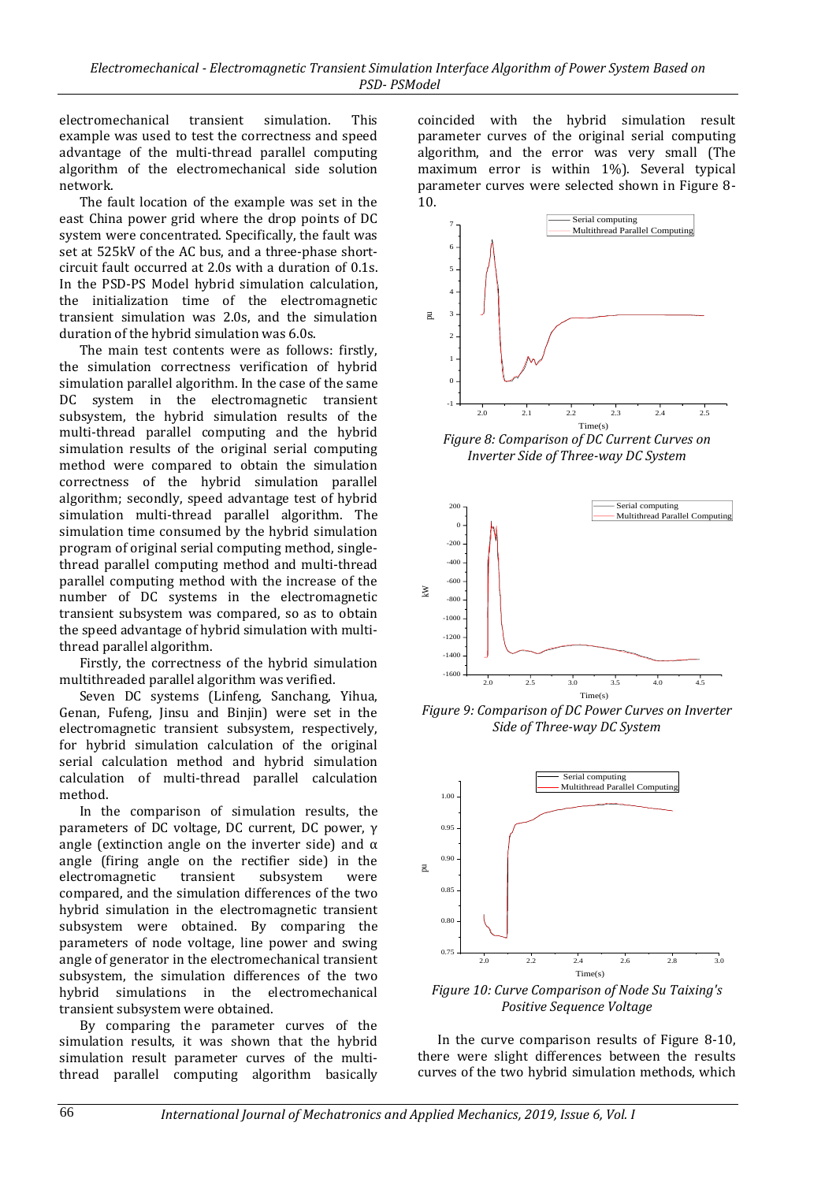electromechanical transient simulation. This example was used to test the correctness and speed advantage of the multi-thread parallel computing algorithm of the electromechanical side solution network.

The fault location of the example was set in the east China power grid where the drop points of DC system were concentrated. Specifically, the fault was set at 525kV of the AC bus, and a three-phase short-circuit fault occurred at 2.0s with a duration of 0.1s. In the PSD-PS Model hybrid simulation calculation, the initialization time of the electromagnetic transient simulation was 2.0s, and the simulation duration of the hybrid simulation was 6.0s.

The main test contents were as follows: firstly, the simulation correctness verification of hybrid simulation parallel algorithm. In the case of the same DC system in the electromagnetic transient subsystem, the hybrid simulation results of the multi-thread parallel computing and the hybrid simulation results of the original serial computing method were compared to obtain the simulation correctness of the hybrid simulation parallel algorithm; secondly, speed advantage test of hybrid simulation multi-thread parallel algorithm. The simulation time consumed by the hybrid simulation program of original serial computing method, single-thread parallel computing method and multi-thread parallel computing method with the increase of the number of DC systems in the electromagnetic transient subsystem was compared, so as to obtain the speed advantage of hybrid simulation with multi-thread parallel algorithm.

Firstly, the correctness of the hybrid simulation multithreaded parallel algorithm was verified.

Seven DC systems (Linfeng, Sanchang, Yihua, Genan, Fufeng, Jinsu and Binjin) were set in the electromagnetic transient subsystem, respectively, for hybrid simulation calculation of the original serial calculation method and hybrid simulation calculation of multi-thread parallel calculation method.

In the comparison of simulation results, the parameters of DC voltage, DC current, DC power, γ angle (extinction angle on the inverter side) and α angle (firing angle on the rectifier side) in the electromagnetic transient subsystem were compared, and the simulation differences of the two hybrid simulation in the electromagnetic transient subsystem were obtained. By comparing the parameters of node voltage, line power and swing angle of generator in the electromechanical transient subsystem, the simulation differences of the two hybrid simulations in the electromechanical transient subsystem were obtained.

By comparing the parameter curves of the simulation results, it was shown that the hybrid simulation result parameter curves of the multi-thread parallel computing algorithm basically coincided with the hybrid simulation result parameter curves of the original serial computing algorithm, and the error was very small (The maximum error is within 1%). Several typical parameter curves were selected shown in Figure 8-10.

*Figure 8: Comparison of DC Current Curves on Inverter Side of Three-way DC System*

*Figure 9: Comparison of DC Power Curves on Inverter Side of Three-way DC System*

*Figure 10: Curve Comparison of Node Su Taixing's Positive Sequence Voltage*

In the curve comparison results of Figure 8-10, there were slight differences between the results curves of the two hybrid simulation methods, which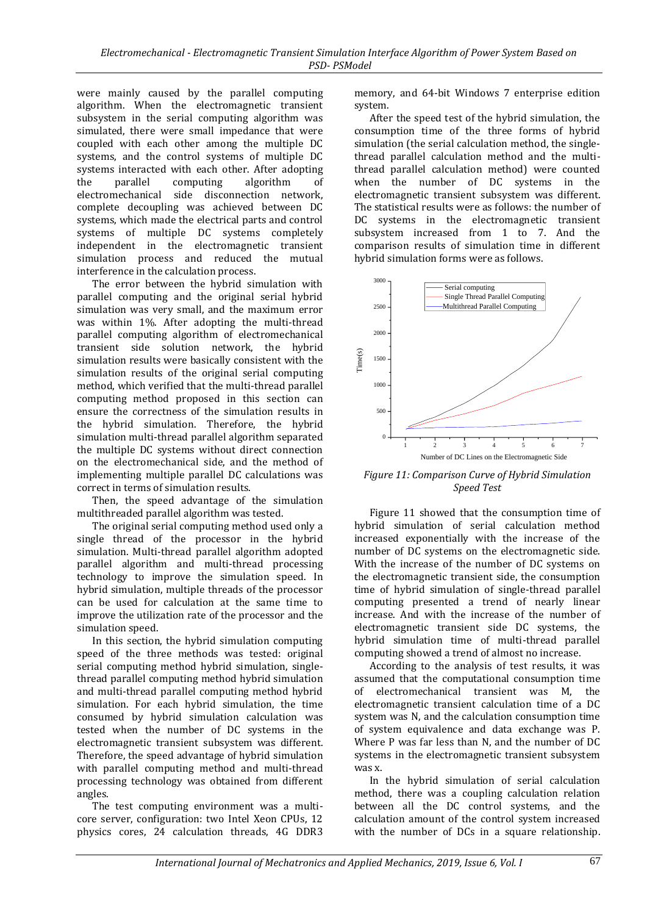were mainly caused by the parallel computing algorithm. When the electromagnetic transient subsystem in the serial computing algorithm was simulated, there were small impedance that were coupled with each other among the multiple DC systems, and the control systems of multiple DC systems interacted with each other. After adopting the parallel computing algorithm of electromechanical side disconnection network, complete decoupling was achieved between DC systems, which made the electrical parts and control systems of multiple DC systems completely independent in the electromagnetic transient simulation process and reduced the mutual interference in the calculation process.

The error between the hybrid simulation with parallel computing and the original serial hybrid simulation was very small, and the maximum error was within 1%. After adopting the multi-thread parallel computing algorithm of electromechanical transient side solution network, the hybrid simulation results were basically consistent with the simulation results of the original serial computing method, which verified that the multi-thread parallel computing method proposed in this section can ensure the correctness of the simulation results in the hybrid simulation. Therefore, the hybrid simulation multi-thread parallel algorithm separated the multiple DC systems without direct connection on the electromechanical side, and the method of implementing multiple parallel DC calculations was correct in terms of simulation results.

Then, the speed advantage of the simulation multithreaded parallel algorithm was tested.

The original serial computing method used only a single thread of the processor in the hybrid simulation. Multi-thread parallel algorithm adopted parallel algorithm and multi-thread processing technology to improve the simulation speed. In hybrid simulation, multiple threads of the processor can be used for calculation at the same time to improve the utilization rate of the processor and the simulation speed.

In this section, the hybrid simulation computing speed of the three methods was tested: original serial computing method hybrid simulation, single-thread parallel computing method hybrid simulation and multi-thread parallel computing method hybrid simulation. For each hybrid simulation, the time consumed by hybrid simulation calculation was tested when the number of DC systems in the electromagnetic transient subsystem was different. Therefore, the speed advantage of hybrid simulation with parallel computing method and multi-thread processing technology was obtained from different angles.

The test computing environment was a multi-core server, configuration: two Intel Xeon CPUs, 12 physics cores, 24 calculation threads, 4G DDR3 memory, and 64-bit Windows 7 enterprise edition system.

After the speed test of the hybrid simulation, the consumption time of the three forms of hybrid simulation (the serial calculation method, the single-thread parallel calculation method and the multi-thread parallel calculation method) were counted when the number of DC systems in the electromagnetic transient subsystem was different. The statistical results were as follows: the number of DC systems in the electromagnetic transient subsystem increased from 1 to 7. And the comparison results of simulation time in different hybrid simulation forms were as follows.

*Figure 11: Comparison Curve of Hybrid Simulation Speed Test*

Figure 11 showed that the consumption time of hybrid simulation of serial calculation method increased exponentially with the increase of the number of DC systems on the electromagnetic side. With the increase of the number of DC systems on the electromagnetic transient side, the consumption time of hybrid simulation of single-thread parallel computing presented a trend of nearly linear increase. And with the increase of the number of electromagnetic transient side DC systems, the hybrid simulation time of multi-thread parallel computing showed a trend of almost no increase.

According to the analysis of test results, it was assumed that the computational consumption time of electromechanical transient was M, the electromagnetic transient calculation time of a DC system was N, and the calculation consumption time of system equivalence and data exchange was P. Where P was far less than N, and the number of DC systems in the electromagnetic transient subsystem was x.

In the hybrid simulation of serial calculation method, there was a coupling calculation relation between all the DC control systems, and the calculation amount of the control system increased with the number of DCs in a square relationship.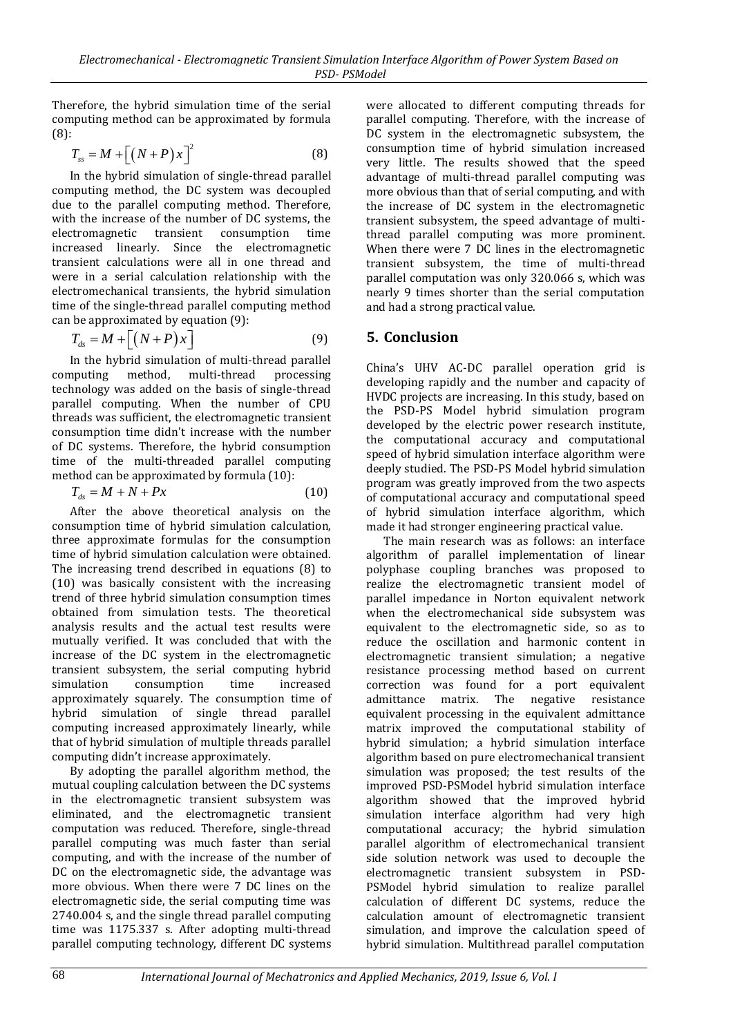Therefore, the hybrid simulation time of the serial computing method can be approximated by formula (8):

$$T_{ss} = M + \left[ \left( N + P \right) x \right]^2 \tag{8}$$

In the hybrid simulation of single-thread parallel computing method, the DC system was decoupled due to the parallel computing method. Therefore, with the increase of the number of DC systems, the electromagnetic transient consumption time increased linearly. Since the electromagnetic transient calculations were all in one thread and were in a serial calculation relationship with the electromechanical transients, the hybrid simulation time of the single-thread parallel computing method can be approximated by equation (9):

$$T_{ds} = M + \left[ \left( N + P \right) x \right] \tag{9}$$

In the hybrid simulation of multi-thread parallel computing method, multi-thread processing technology was added on the basis of single-thread parallel computing. When the number of CPU threads was sufficient, the electromagnetic transient consumption time didn't increase with the number of DC systems. Therefore, the hybrid consumption time of the multi-threaded parallel computing method can be approximated by formula (10):

$$T_{ds} = M + N + Px \tag{10}$$

After the above theoretical analysis on the consumption time of hybrid simulation calculation, three approximate formulas for the consumption time of hybrid simulation calculation were obtained. The increasing trend described in equations (8) to (10) was basically consistent with the increasing trend of three hybrid simulation consumption times obtained from simulation tests. The theoretical analysis results and the actual test results were mutually verified. It was concluded that with the increase of the DC system in the electromagnetic transient subsystem, the serial computing hybrid simulation consumption time increased approximately squarely. The consumption time of hybrid simulation of single thread parallel computing increased approximately linearly, while that of hybrid simulation of multiple threads parallel computing didn't increase approximately.

By adopting the parallel algorithm method, the mutual coupling calculation between the DC systems in the electromagnetic transient subsystem was eliminated, and the electromagnetic transient computation was reduced. Therefore, single-thread parallel computing was much faster than serial computing, and with the increase of the number of DC on the electromagnetic side, the advantage was more obvious. When there were 7 DC lines on the electromagnetic side, the serial computing time was 2740.004 s, and the single thread parallel computing time was 1175.337 s. After adopting multi-thread parallel computing technology, different DC systems were allocated to different computing threads for parallel computing. Therefore, with the increase of DC system in the electromagnetic subsystem, the consumption time of hybrid simulation increased very little. The results showed that the speed advantage of multi-thread parallel computing was more obvious than that of serial computing, and with the increase of DC system in the electromagnetic transient subsystem, the speed advantage of multi-thread parallel computing was more prominent. When there were 7 DC lines in the electromagnetic transient subsystem, the time of multi-thread parallel computation was only 320.066 s, which was nearly 9 times shorter than the serial computation and had a strong practical value.

## 5. Conclusion

China's UHV AC-DC parallel operation grid is developing rapidly and the number and capacity of HVDC projects are increasing. In this study, based on the PSD-PS Model hybrid simulation program developed by the electric power research institute, the computational accuracy and computational speed of hybrid simulation interface algorithm were deeply studied. The PSD-PS Model hybrid simulation program was greatly improved from the two aspects of computational accuracy and computational speed of hybrid simulation interface algorithm, which made it had stronger engineering practical value.

The main research was as follows: an interface algorithm of parallel implementation of linear polyphase coupling branches was proposed to realize the electromagnetic transient model of parallel impedance in Norton equivalent network when the electromechanical side subsystem was equivalent to the electromagnetic side, so as to reduce the oscillation and harmonic content in electromagnetic transient simulation; a negative resistance processing method based on current correction was found for a port equivalent admittance matrix. The negative resistance equivalent processing in the equivalent admittance matrix improved the computational stability of hybrid simulation; a hybrid simulation interface algorithm based on pure electromechanical transient simulation was proposed; the test results of the improved PSD-PSModel hybrid simulation interface algorithm showed that the improved hybrid simulation interface algorithm had very high computational accuracy; the hybrid simulation parallel algorithm of electromechanical transient side solution network was used to decouple the electromagnetic transient subsystem in PSD-PSModel hybrid simulation to realize parallel calculation of different DC systems, reduce the calculation amount of electromagnetic transient simulation, and improve the calculation speed of hybrid simulation. Multithread parallel computation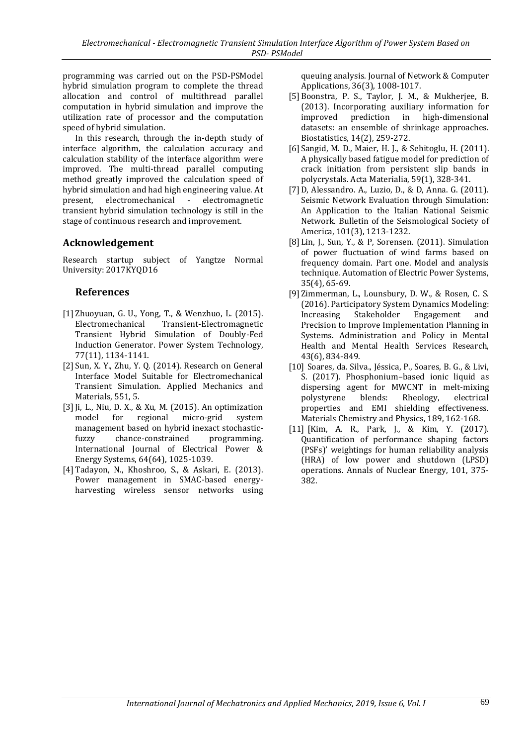programming was carried out on the PSD-PSModel hybrid simulation program to complete the thread allocation and control of multithread parallel computation in hybrid simulation and improve the utilization rate of processor and the computation speed of hybrid simulation.

In this research, through the in-depth study of interface algorithm, the calculation accuracy and calculation stability of the interface algorithm were improved. The multi-thread parallel computing method greatly improved the calculation speed of hybrid simulation and had high engineering value. At present, electromechanical - electromagnetic transient hybrid simulation technology is still in the stage of continuous research and improvement.

## Acknowledgement

Research startup subject of Yangtze Normal University: 2017KYQD16

## References

[1] Zhuoyuan, G. U., Yong, T., & Wenzhuo, L. (2015). Electromechanical Transient-Electromagnetic Transient Hybrid Simulation of Doubly-Fed Induction Generator. Power System Technology, 77(11), 1134-1141.

[2] Sun, X. Y., Zhu, Y. Q. (2014). Research on General Interface Model Suitable for Electromechanical Transient Simulation. Applied Mechanics and Materials, 551, 5.

[3] Ji, L., Niu, D. X., & Xu, M. (2015). An optimization model for regional micro-grid system management based on hybrid inexact stochastic-fuzzy chance-constrained programming. International Journal of Electrical Power & Energy Systems, 64(64), 1025-1039.

[4] Tadayon, N., Khoshroo, S., & Askari, E. (2013). Power management in SMAC-based energy-harvesting wireless sensor networks using queuing analysis. Journal of Network & Computer Applications, 36(3), 1008-1017.

[5] Boonstra, P. S., Taylor, J. M., & Mukherjee, B. (2013). Incorporating auxiliary information for improved prediction in high-dimensional datasets: an ensemble of shrinkage approaches. Biostatistics, 14(2), 259-272.

[6] Sangid, M. D., Maier, H. J., & Sehitoglu, H. (2011). A physically based fatigue model for prediction of crack initiation from persistent slip bands in polycrystals. Acta Materialia, 59(1), 328-341.

[7] D, Alessandro. A., Luzio, D., & D, Anna. G. (2011). Seismic Network Evaluation through Simulation: An Application to the Italian National Seismic Network. Bulletin of the Seismological Society of America, 101(3), 1213-1232.

[8] Lin, J., Sun, Y., & P, Sorensen. (2011). Simulation of power fluctuation of wind farms based on frequency domain. Part one. Model and analysis technique. Automation of Electric Power Systems, 35(4), 65-69.

[9] Zimmerman, L., Lounsbury, D. W., & Rosen, C. S. (2016). Participatory System Dynamics Modeling: Increasing Stakeholder Engagement and Precision to Improve Implementation Planning in Systems. Administration and Policy in Mental Health and Mental Health Services Research, 43(6), 834-849.

[10] Soares, da. Silva., Jéssica, P., Soares, B. G., & Livi, S. (2017). Phosphonium–based ionic liquid as dispersing agent for MWCNT in melt-mixing polystyrene blends: Rheology, electrical properties and EMI shielding effectiveness. Materials Chemistry and Physics, 189, 162-168.

[11] [Kim, A. R., Park, J., & Kim, Y. (2017). Quantification of performance shaping factors (PSFs)' weightings for human reliability analysis (HRA) of low power and shutdown (LPSD) operations. Annals of Nuclear Energy, 101, 375-382.